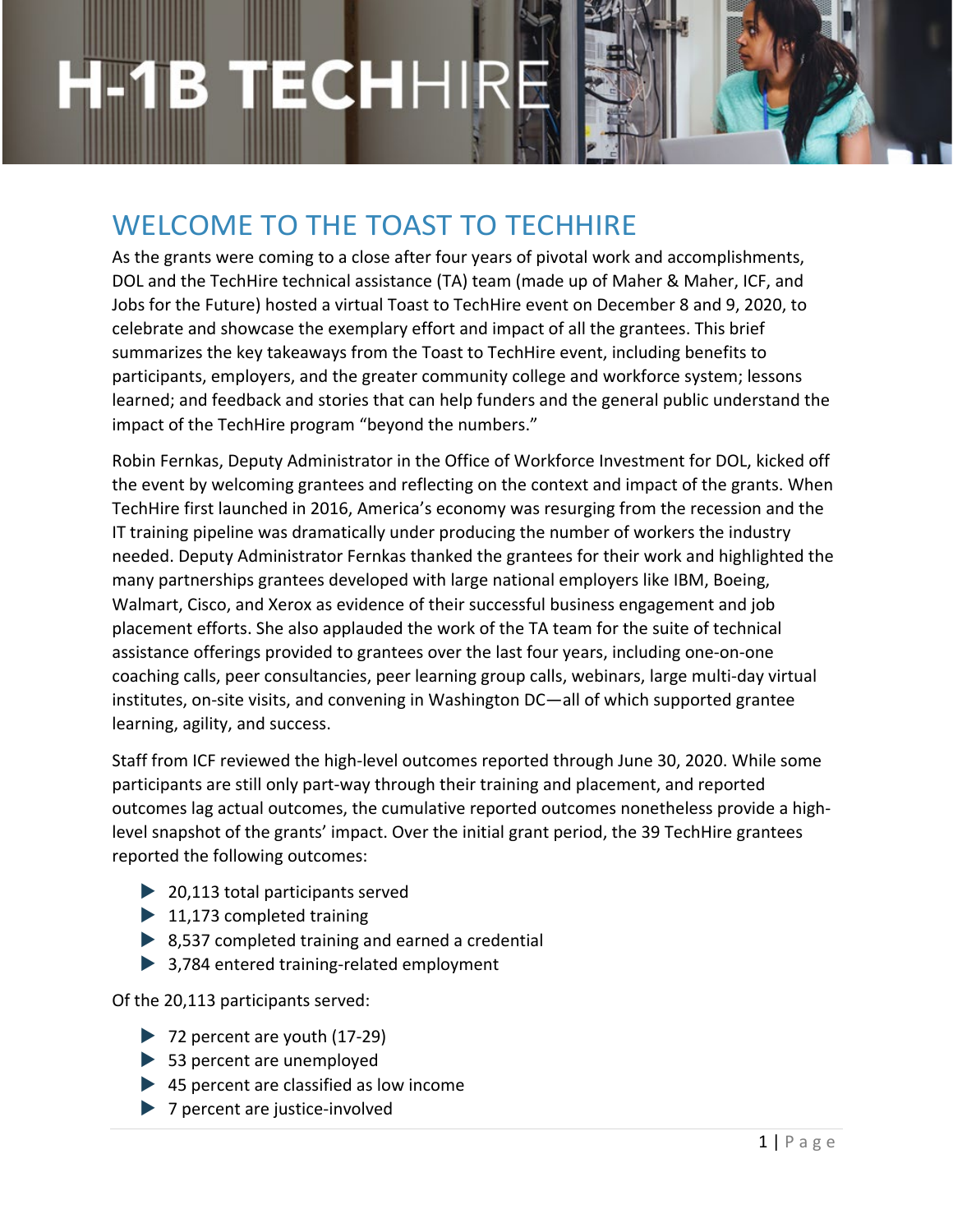# H-1B TECHHIRE

## WELCOME TO THE TOAST TO TECHHIRE

As the grants were coming to a close after four years of pivotal work and accomplishments, DOL and the TechHire technical assistance (TA) team (made up of Maher & Maher, ICF, and Jobs for the Future) hosted a virtual Toast to TechHire event on December 8 and 9, 2020, to celebrate and showcase the exemplary effort and impact of all the grantees. This brief summarizes the key takeaways from the Toast to TechHire event, including benefits to participants, employers, and the greater community college and workforce system; lessons learned; and feedback and stories that can help funders and the general public understand the impact of the TechHire program "beyond the numbers."

Robin Fernkas, Deputy Administrator in the Office of Workforce Investment for DOL, kicked off the event by welcoming grantees and reflecting on the context and impact of the grants. When TechHire first launched in 2016, America's economy was resurging from the recession and the IT training pipeline was dramatically under producing the number of workers the industry needed. Deputy Administrator Fernkas thanked the grantees for their work and highlighted the many partnerships grantees developed with large national employers like IBM, Boeing, Walmart, Cisco, and Xerox as evidence of their successful business engagement and job placement efforts. She also applauded the work of the TA team for the suite of technical assistance offerings provided to grantees over the last four years, including one-on-one coaching calls, peer consultancies, peer learning group calls, webinars, large multi-day virtual institutes, on-site visits, and convening in Washington DC—all of which supported grantee learning, agility, and success.

Staff from ICF reviewed the high-level outcomes reported through June 30, 2020. While some participants are still only part-way through their training and placement, and reported outcomes lag actual outcomes, the cumulative reported outcomes nonetheless provide a high-level snapshot of the grants' impact. Over the initial grant period, the 39 TechHire grantees reported the following outcomes:

- 20,113 total participants served
- 11,173 completed training
- 8,537 completed training and earned a credential
- 3,784 entered training-related employment

Of the 20,113 participants served:

- 72 percent are youth (17-29)
- 53 percent are unemployed
- 45 percent are classified as low income
- 7 percent are justice-involved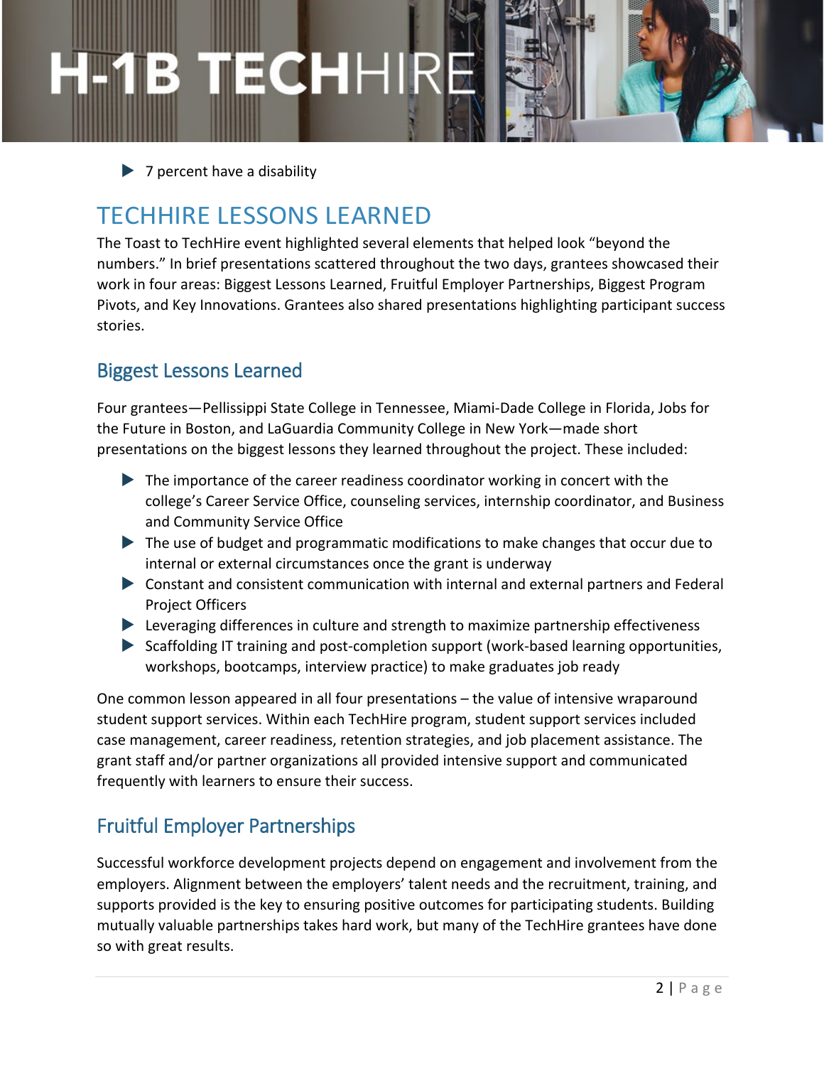- 7 percent have a disability

# TECHHIRE LESSONS LEARNED

The Toast to TechHire event highlighted several elements that helped look "beyond the numbers." In brief presentations scattered throughout the two days, grantees showcased their work in four areas: Biggest Lessons Learned, Fruitful Employer Partnerships, Biggest Program Pivots, and Key Innovations. Grantees also shared presentations highlighting participant success stories.

## Biggest Lessons Learned

Four grantees—Pellissippi State College in Tennessee, Miami-Dade College in Florida, Jobs for the Future in Boston, and LaGuardia Community College in New York—made short presentations on the biggest lessons they learned throughout the project. These included:

- The importance of the career readiness coordinator working in concert with the college's Career Service Office, counseling services, internship coordinator, and Business and Community Service Office
- The use of budget and programmatic modifications to make changes that occur due to internal or external circumstances once the grant is underway
- Constant and consistent communication with internal and external partners and Federal Project Officers
- Leveraging differences in culture and strength to maximize partnership effectiveness
- Scaffolding IT training and post-completion support (work-based learning opportunities, workshops, bootcamps, interview practice) to make graduates job ready

One common lesson appeared in all four presentations – the value of intensive wraparound student support services. Within each TechHire program, student support services included case management, career readiness, retention strategies, and job placement assistance. The grant staff and/or partner organizations all provided intensive support and communicated frequently with learners to ensure their success.

## Fruitful Employer Partnerships

Successful workforce development projects depend on engagement and involvement from the employers. Alignment between the employers' talent needs and the recruitment, training, and supports provided is the key to ensuring positive outcomes for participating students. Building mutually valuable partnerships takes hard work, but many of the TechHire grantees have done so with great results.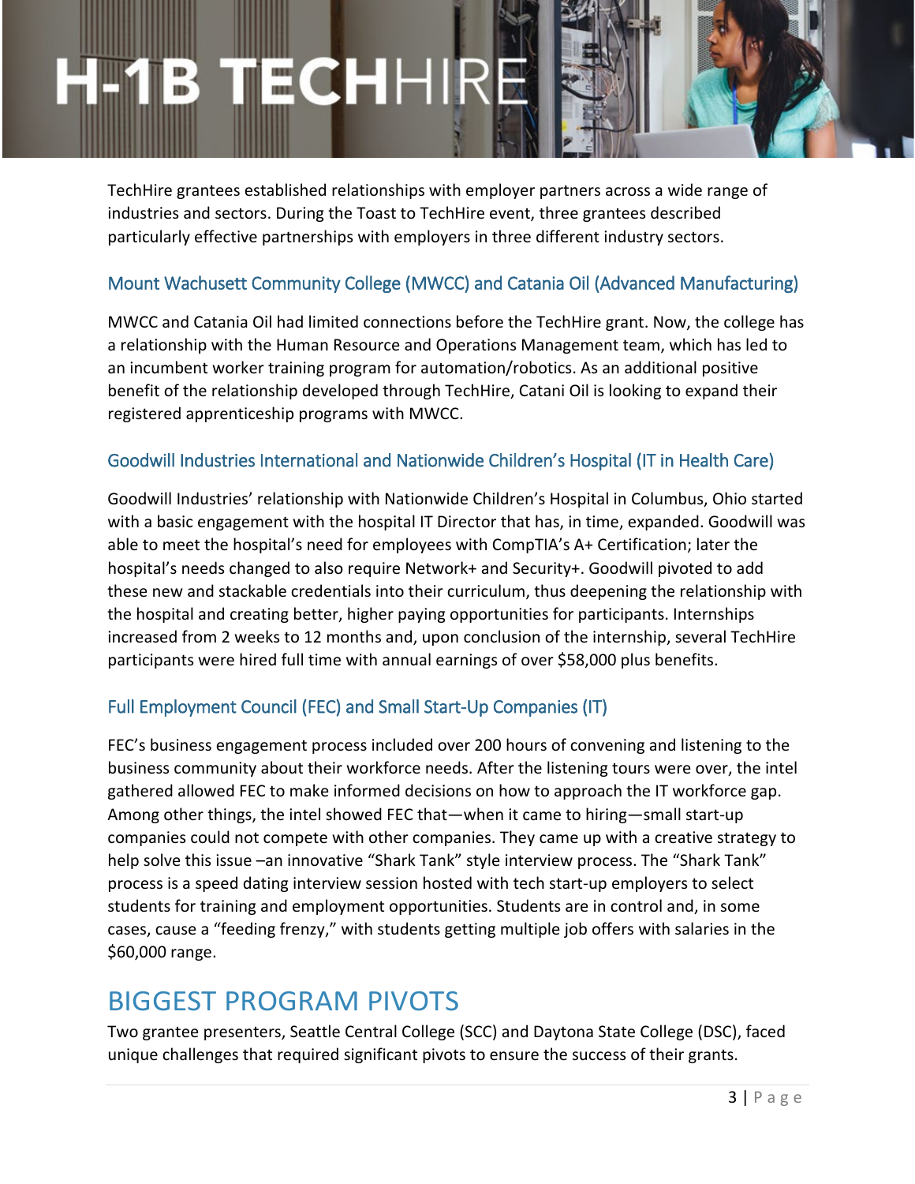TechHire grantees established relationships with employer partners across a wide range of industries and sectors. During the Toast to TechHire event, three grantees described particularly effective partnerships with employers in three different industry sectors.

### Mount Wachusett Community College (MWCC) and Catania Oil (Advanced Manufacturing)

MWCC and Catania Oil had limited connections before the TechHire grant. Now, the college has a relationship with the Human Resource and Operations Management team, which has led to an incumbent worker training program for automation/robotics. As an additional positive benefit of the relationship developed through TechHire, Catani Oil is looking to expand their registered apprenticeship programs with MWCC.

### Goodwill Industries International and Nationwide Children's Hospital (IT in Health Care)

Goodwill Industries' relationship with Nationwide Children's Hospital in Columbus, Ohio started with a basic engagement with the hospital IT Director that has, in time, expanded. Goodwill was able to meet the hospital's need for employees with CompTIA's A+ Certification; later the hospital's needs changed to also require Network+ and Security+. Goodwill pivoted to add these new and stackable credentials into their curriculum, thus deepening the relationship with the hospital and creating better, higher paying opportunities for participants. Internships increased from 2 weeks to 12 months and, upon conclusion of the internship, several TechHire participants were hired full time with annual earnings of over $58,000 plus benefits.

### Full Employment Council (FEC) and Small Start-Up Companies (IT)

FEC's business engagement process included over 200 hours of convening and listening to the business community about their workforce needs. After the listening tours were over, the intel gathered allowed FEC to make informed decisions on how to approach the IT workforce gap. Among other things, the intel showed FEC that—when it came to hiring—small start-up companies could not compete with other companies. They came up with a creative strategy to help solve this issue –an innovative "Shark Tank" style interview process. The "Shark Tank" process is a speed dating interview session hosted with tech start-up employers to select students for training and employment opportunities. Students are in control and, in some cases, cause a "feeding frenzy," with students getting multiple job offers with salaries in the $60,000 range.

## BIGGEST PROGRAM PIVOTS

Two grantee presenters, Seattle Central College (SCC) and Daytona State College (DSC), faced unique challenges that required significant pivots to ensure the success of their grants.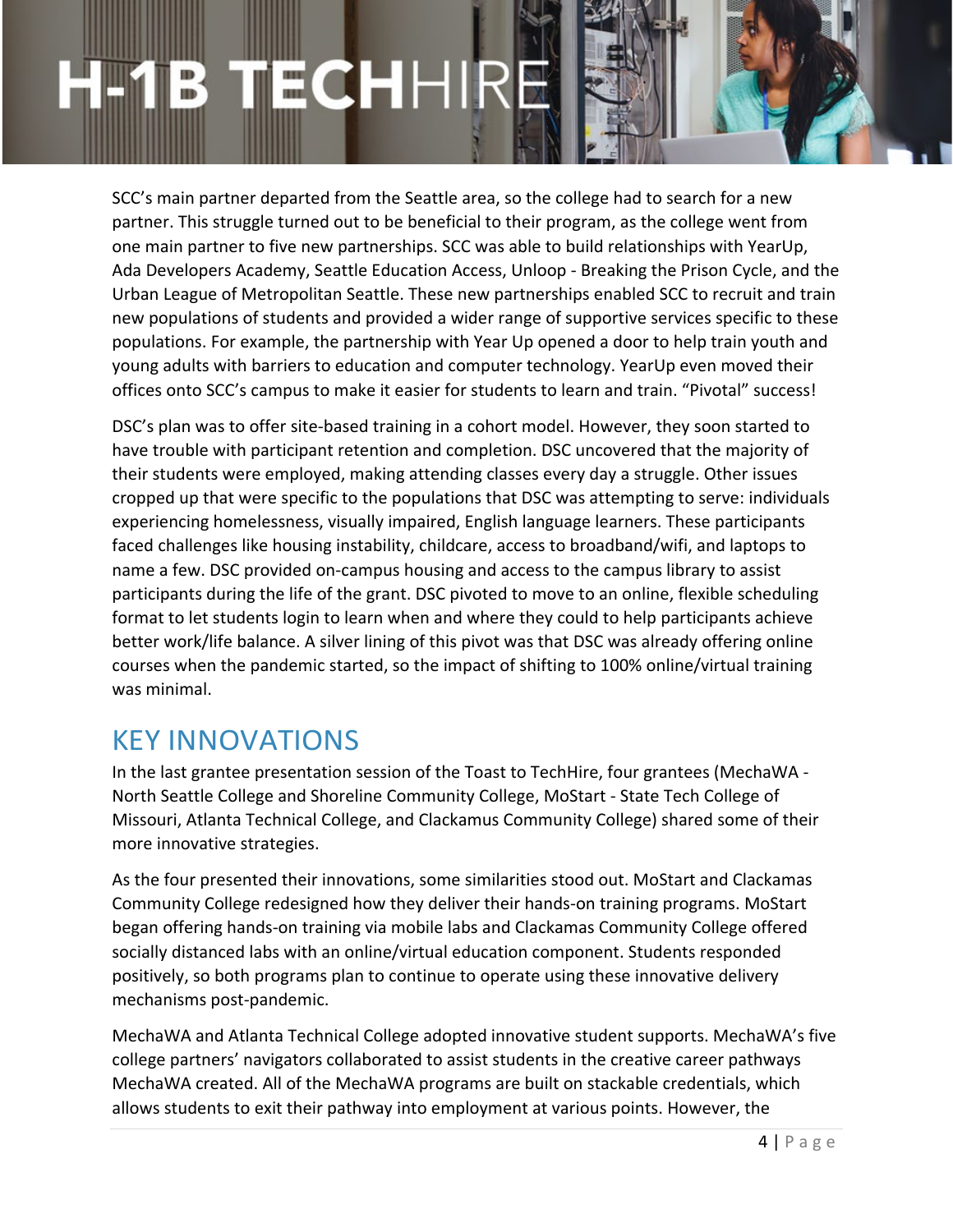SCC's main partner departed from the Seattle area, so the college had to search for a new partner. This struggle turned out to be beneficial to their program, as the college went from one main partner to five new partnerships. SCC was able to build relationships with YearUp, Ada Developers Academy, Seattle Education Access, Unloop - Breaking the Prison Cycle, and the Urban League of Metropolitan Seattle. These new partnerships enabled SCC to recruit and train new populations of students and provided a wider range of supportive services specific to these populations. For example, the partnership with Year Up opened a door to help train youth and young adults with barriers to education and computer technology. YearUp even moved their offices onto SCC's campus to make it easier for students to learn and train. "Pivotal" success!

DSC's plan was to offer site-based training in a cohort model. However, they soon started to have trouble with participant retention and completion. DSC uncovered that the majority of their students were employed, making attending classes every day a struggle. Other issues cropped up that were specific to the populations that DSC was attempting to serve: individuals experiencing homelessness, visually impaired, English language learners. These participants faced challenges like housing instability, childcare, access to broadband/wifi, and laptops to name a few. DSC provided on-campus housing and access to the campus library to assist participants during the life of the grant. DSC pivoted to move to an online, flexible scheduling format to let students login to learn when and where they could to help participants achieve better work/life balance. A silver lining of this pivot was that DSC was already offering online courses when the pandemic started, so the impact of shifting to 100% online/virtual training was minimal.

## KEY INNOVATIONS

In the last grantee presentation session of the Toast to TechHire, four grantees (MechaWA - North Seattle College and Shoreline Community College, MoStart - State Tech College of Missouri, Atlanta Technical College, and Clackamus Community College) shared some of their more innovative strategies.

As the four presented their innovations, some similarities stood out. MoStart and Clackamas Community College redesigned how they deliver their hands-on training programs. MoStart began offering hands-on training via mobile labs and Clackamas Community College offered socially distanced labs with an online/virtual education component. Students responded positively, so both programs plan to continue to operate using these innovative delivery mechanisms post-pandemic.

MechaWA and Atlanta Technical College adopted innovative student supports. MechaWA's five college partners' navigators collaborated to assist students in the creative career pathways MechaWA created. All of the MechaWA programs are built on stackable credentials, which allows students to exit their pathway into employment at various points. However, the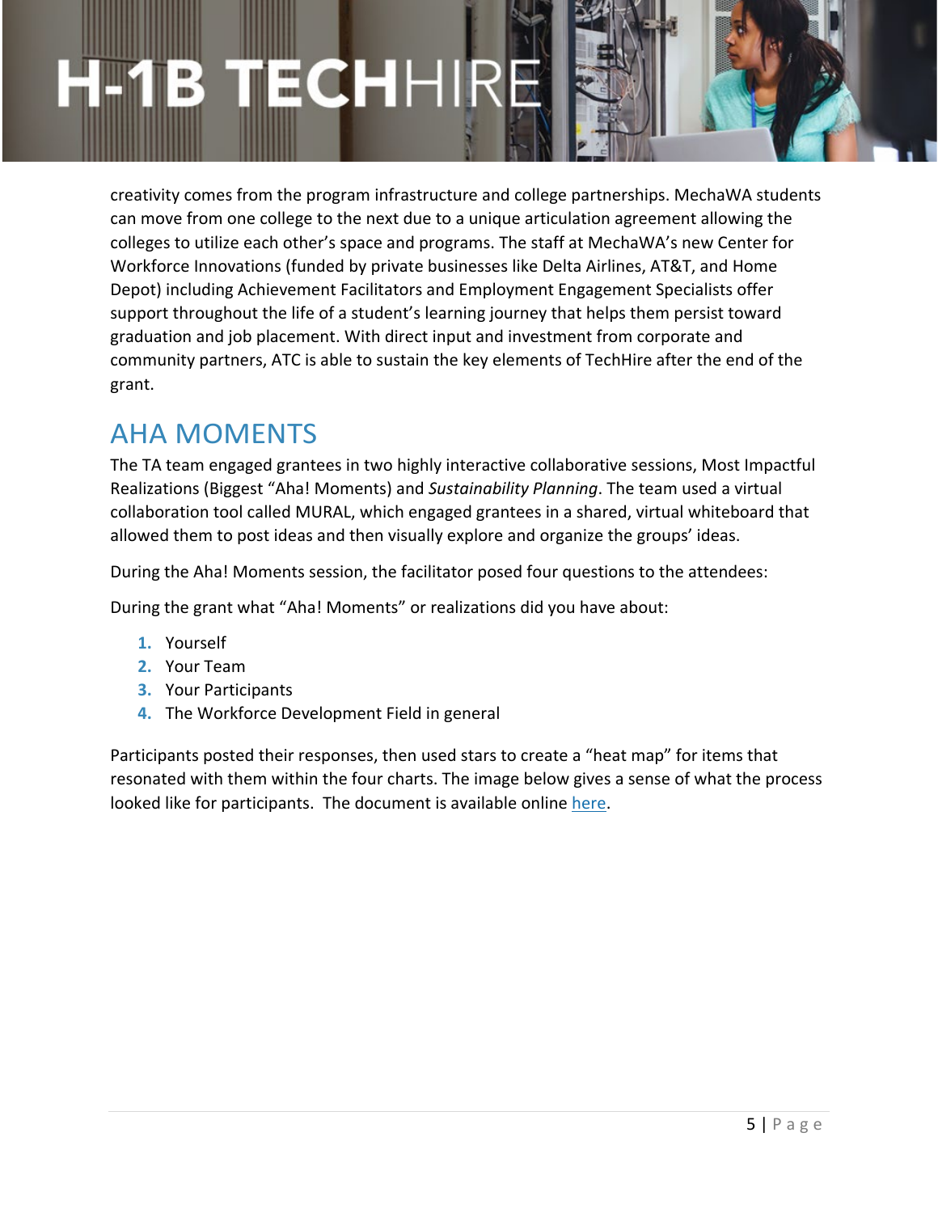creativity comes from the program infrastructure and college partnerships. MechaWA students can move from one college to the next due to a unique articulation agreement allowing the colleges to utilize each other's space and programs. The staff at MechaWA's new Center for Workforce Innovations (funded by private businesses like Delta Airlines, AT&T, and Home Depot) including Achievement Facilitators and Employment Engagement Specialists offer support throughout the life of a student's learning journey that helps them persist toward graduation and job placement. With direct input and investment from corporate and community partners, ATC is able to sustain the key elements of TechHire after the end of the grant.

## AHA MOMENTS

The TA team engaged grantees in two highly interactive collaborative sessions, Most Impactful Realizations (Biggest "Aha! Moments) and *Sustainability Planning*. The team used a virtual collaboration tool called MURAL, which engaged grantees in a shared, virtual whiteboard that allowed them to post ideas and then visually explore and organize the groups' ideas.

During the Aha! Moments session, the facilitator posed four questions to the attendees:

During the grant what "Aha! Moments" or realizations did you have about:

1. Yourself
2. Your Team
3. Your Participants
4. The Workforce Development Field in general

Participants posted their responses, then used stars to create a "heat map" for items that resonated with them within the four charts. The image below gives a sense of what the process looked like for participants. The document is available online here.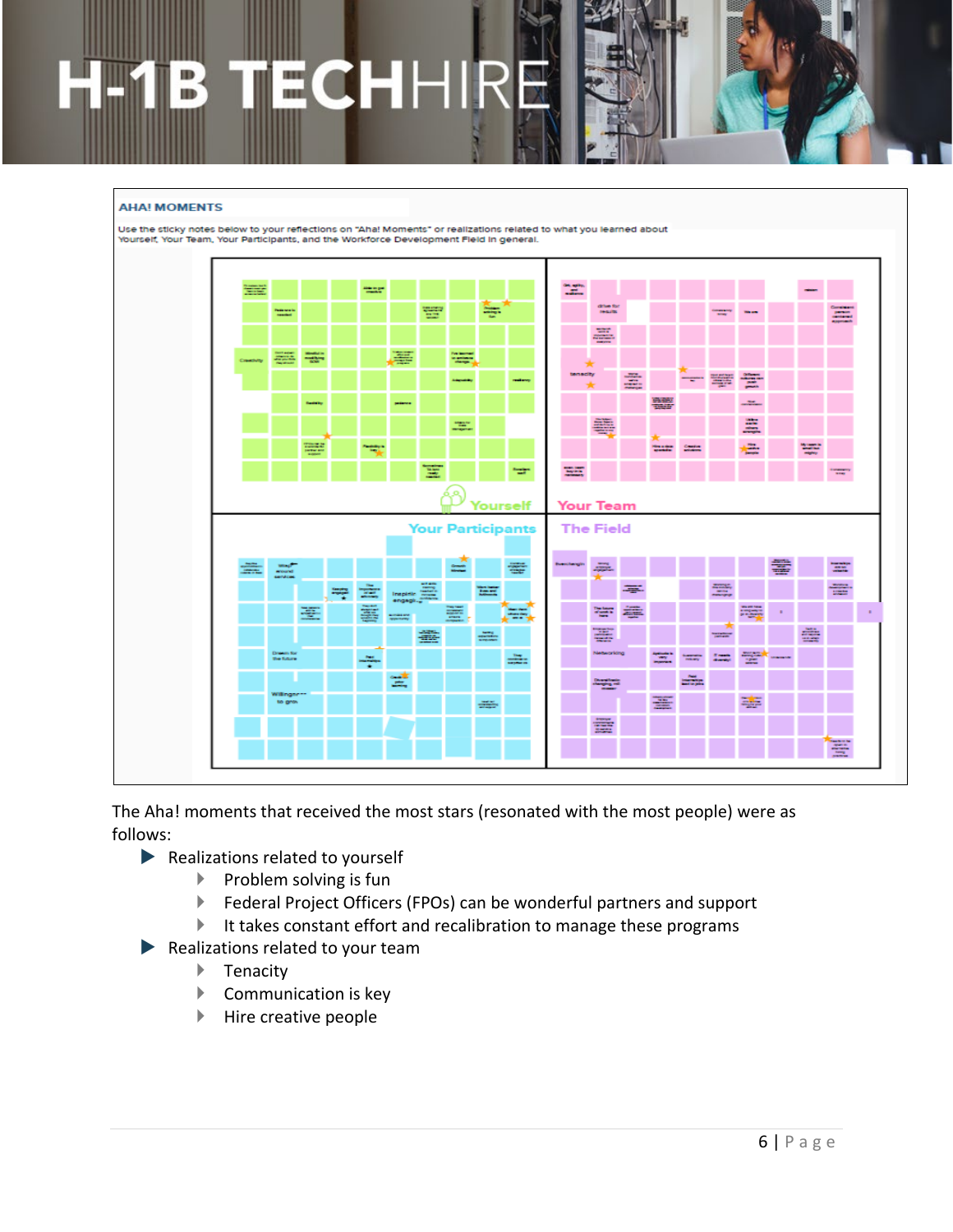AHA! MOMENTS

Use the sticky notes below to your reflections on "Aha! Moments" or realizations related to what you learned about Yourself, Your Team, Your Participants, and the Workforce Development Field in general.

The Aha! moments that received the most stars (resonated with the most people) were as follows:

- Realizations related to yourself
  - Problem solving is fun
  - Federal Project Officers (FPOs) can be wonderful partners and support
  - It takes constant effort and recalibration to manage these programs
- Realizations related to your team
  - Tenacity
  - Communication is key
  - Hire creative people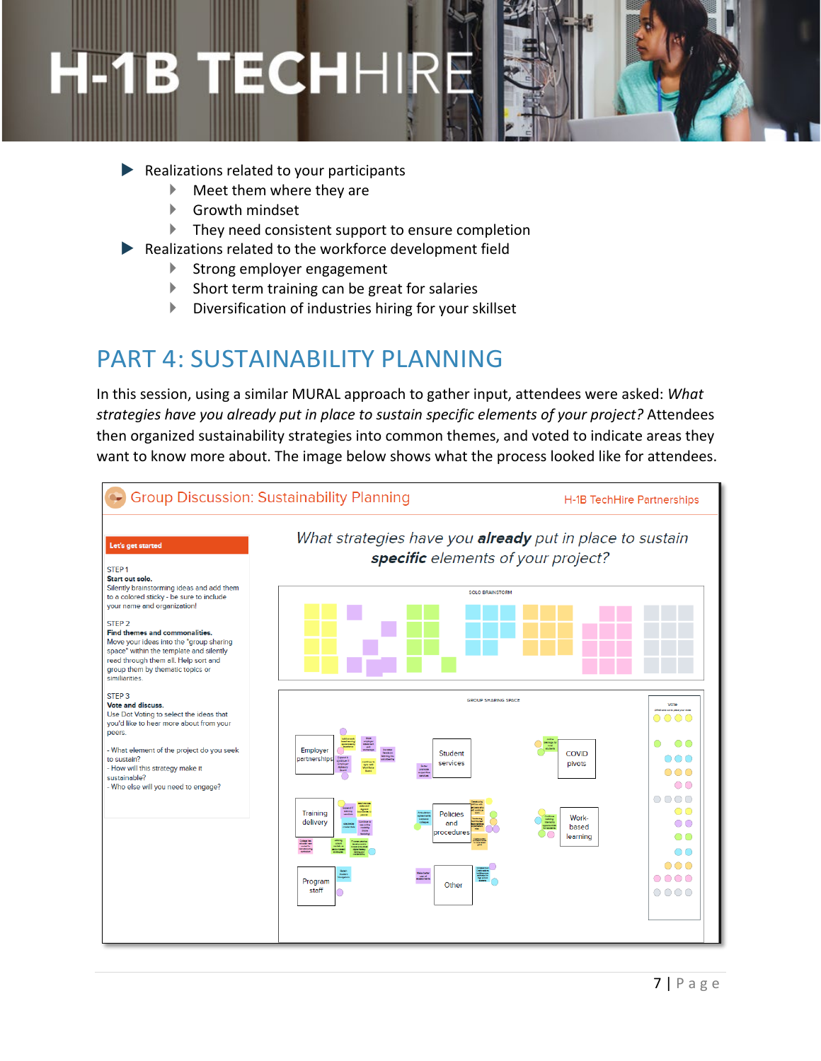- Realizations related to your participants
  - Meet them where they are
  - Growth mindset
  - They need consistent support to ensure completion
- Realizations related to the workforce development field
  - Strong employer engagement
  - Short term training can be great for salaries
  - Diversification of industries hiring for your skillset

## PART 4: SUSTAINABILITY PLANNING

In this session, using a similar MURAL approach to gather input, attendees were asked: *What strategies have you already put in place to sustain specific elements of your project?* Attendees then organized sustainability strategies into common themes, and voted to indicate areas they want to know more about. The image below shows what the process looked like for attendees.

**Group Discussion: Sustainability Planning** — H-1B TechHire Partnerships

**Let's get started**

STEP 1
**Start out solo.**
Silently brainstorming ideas and add them to a colored sticky - be sure to include your name and organization!

STEP 2
**Find themes and commonalities.**
Move your ideas into the "group sharing space" within the template and silently read through them all. Help sort and group them by thematic topics or similiarities.

STEP 3
**Vote and discuss.**
Use Dot Voting to select the ideas that you'd like to hear more about from your peers.

- What element of the project do you seek to sustain?
- How will this strategy make it sustainable?
- Who else will you need to engage?

*What strategies have you* ***already*** *put in place to sustain* ***specific*** *elements of your project?*

SOLO BRAINSTORM

GROUP SHARING SPACE

- Employer partnerships
- Student services
- COVID pivots
- Training delivery
- Policies and procedures
- Work-based learning
- Program staff
- Other

VOTE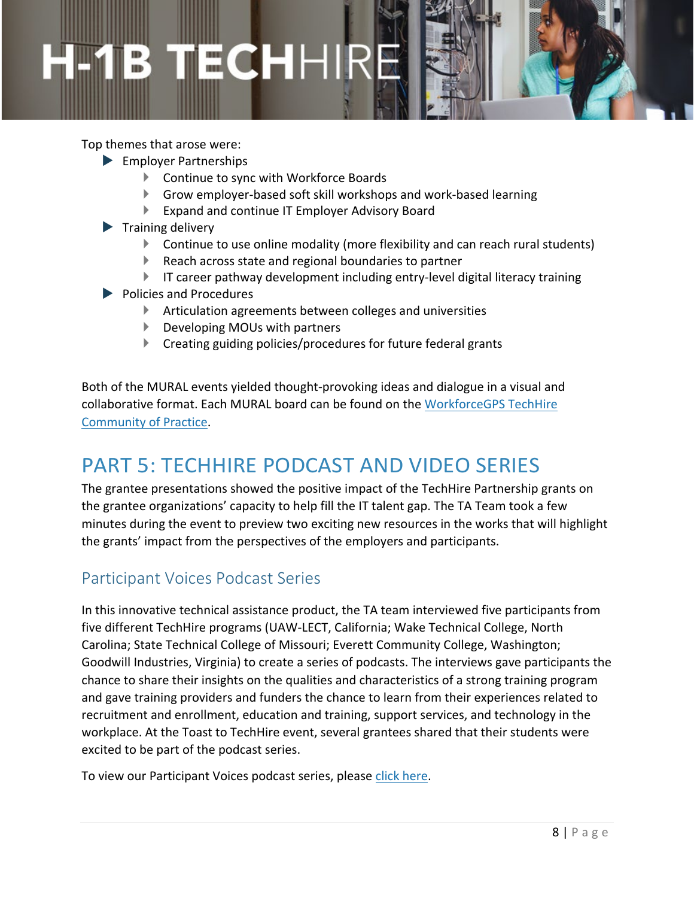Top themes that arose were:

- Employer Partnerships
  - Continue to sync with Workforce Boards
  - Grow employer-based soft skill workshops and work-based learning
  - Expand and continue IT Employer Advisory Board
- Training delivery
  - Continue to use online modality (more flexibility and can reach rural students)
  - Reach across state and regional boundaries to partner
  - IT career pathway development including entry-level digital literacy training
- Policies and Procedures
  - Articulation agreements between colleges and universities
  - Developing MOUs with partners
  - Creating guiding policies/procedures for future federal grants

Both of the MURAL events yielded thought-provoking ideas and dialogue in a visual and collaborative format. Each MURAL board can be found on the WorkforceGPS TechHire Community of Practice.

# PART 5: TECHHIRE PODCAST AND VIDEO SERIES

The grantee presentations showed the positive impact of the TechHire Partnership grants on the grantee organizations' capacity to help fill the IT talent gap. The TA Team took a few minutes during the event to preview two exciting new resources in the works that will highlight the grants' impact from the perspectives of the employers and participants.

## Participant Voices Podcast Series

In this innovative technical assistance product, the TA team interviewed five participants from five different TechHire programs (UAW-LECT, California; Wake Technical College, North Carolina; State Technical College of Missouri; Everett Community College, Washington; Goodwill Industries, Virginia) to create a series of podcasts. The interviews gave participants the chance to share their insights on the qualities and characteristics of a strong training program and gave training providers and funders the chance to learn from their experiences related to recruitment and enrollment, education and training, support services, and technology in the workplace. At the Toast to TechHire event, several grantees shared that their students were excited to be part of the podcast series.

To view our Participant Voices podcast series, please click here.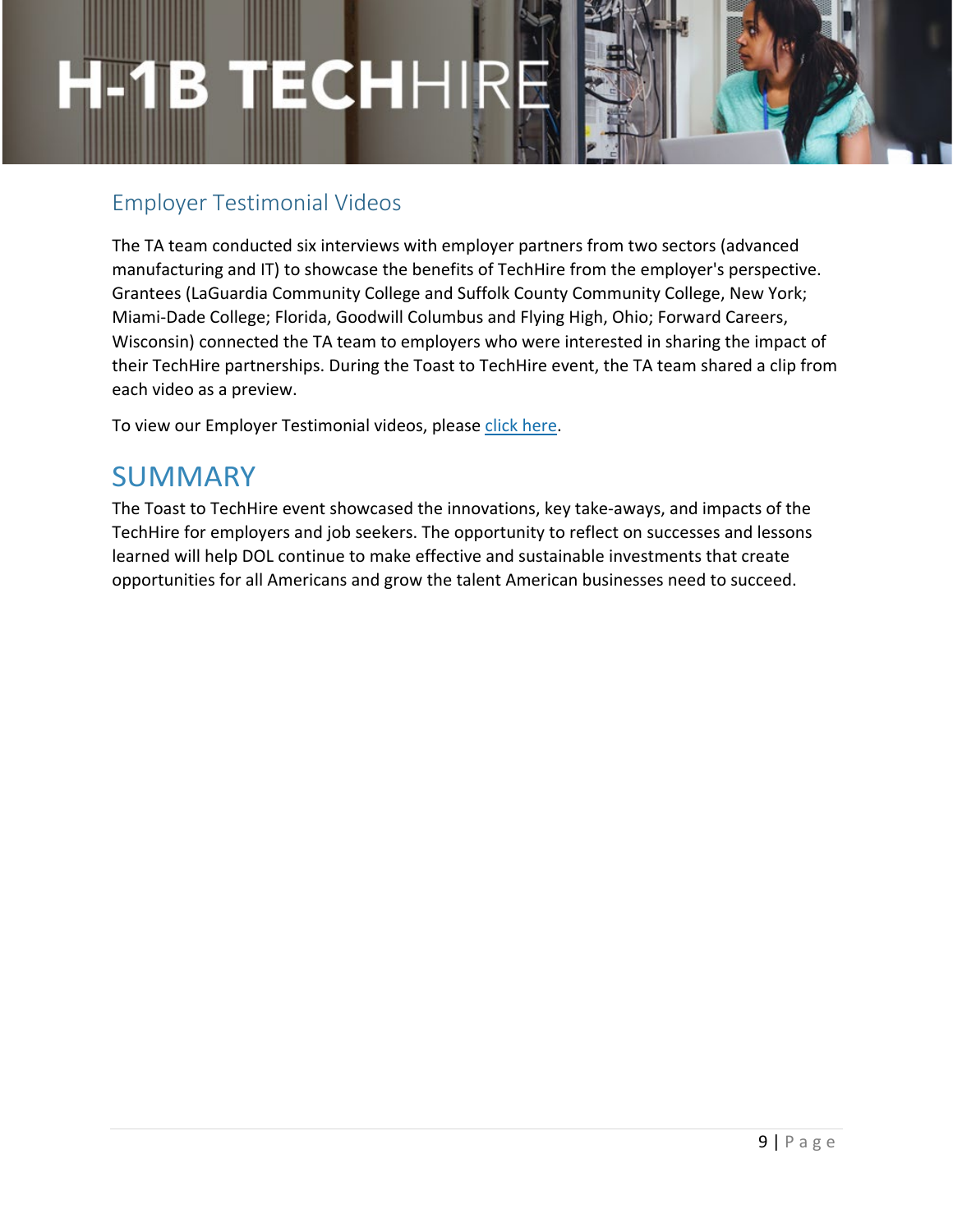## Employer Testimonial Videos

The TA team conducted six interviews with employer partners from two sectors (advanced manufacturing and IT) to showcase the benefits of TechHire from the employer's perspective. Grantees (LaGuardia Community College and Suffolk County Community College, New York; Miami-Dade College; Florida, Goodwill Columbus and Flying High, Ohio; Forward Careers, Wisconsin) connected the TA team to employers who were interested in sharing the impact of their TechHire partnerships. During the Toast to TechHire event, the TA team shared a clip from each video as a preview.

To view our Employer Testimonial videos, please click here.

# SUMMARY

The Toast to TechHire event showcased the innovations, key take-aways, and impacts of the TechHire for employers and job seekers. The opportunity to reflect on successes and lessons learned will help DOL continue to make effective and sustainable investments that create opportunities for all Americans and grow the talent American businesses need to succeed.